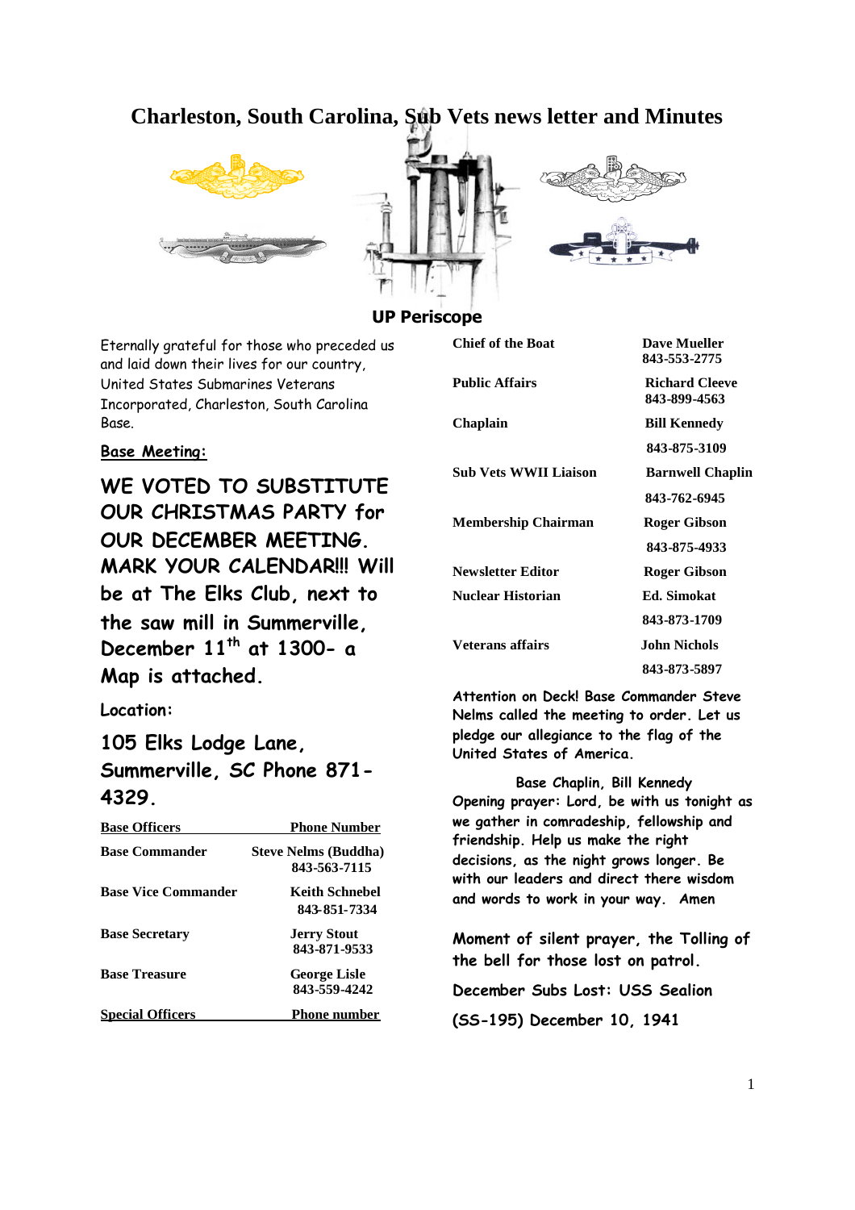# Charleston, South Carolina, Sub Vets news letter and Minutes

## UP Periscope

Eternally grateful for those who preceded us and laid down their lives for our country, United States Submarines Veterans Incorporated, Charleston, South Carolina Base.

**Base Meeting:**

**WE VOTED TO SUBSTITUTE OUR CHRISTMAS PARTY for OUR DECEMBER MEETING. MARK YOUR CALENDAR!!! Will be at The Elks Club, next to the saw mill in Summerville, December 11th at 1300- a Map is attached.**

**Location:**

**105 Elks Lodge Lane, Summerville, SC Phone 871-4329.**

| Base Officers | Phone Number |
|---|---|
| **Base Commander** | **Steve Nelms (Buddha) 843-563-7115** |
| **Base Vice Commander** | **Keith Schnebel 843-851-7334** |
| **Base Secretary** | **Jerry Stout 843-871-9533** |
| **Base Treasure** | **George Lisle 843-559-4242** |

| Special Officers | Phone number |
|---|---|
| **Chief of the Boat** | **Dave Mueller 843-553-2775** |
| **Public Affairs** | **Richard Cleeve 843-899-4563** |
| **Chaplain** | **Bill Kennedy 843-875-3109** |
| **Sub Vets WWII Liaison** | **Barnwell Chaplin 843-762-6945** |
| **Membership Chairman** | **Roger Gibson 843-875-4933** |
| **Newsletter Editor** | **Roger Gibson** |
| **Nuclear Historian** | **Ed. Simokat 843-873-1709** |
| **Veterans affairs** | **John Nichols 843-873-5897** |

Attention on Deck! Base Commander Steve Nelms called the meeting to order. Let us pledge our allegiance to the flag of the United States of America.

Base Chaplin, Bill Kennedy

Opening prayer: Lord, be with us tonight as we gather in comradeship, fellowship and friendship. Help us make the right decisions, as the night grows longer. Be with our leaders and direct there wisdom and words to work in your way. Amen

Moment of silent prayer, the Tolling of the bell for those lost on patrol.

December Subs Lost: USS Sealion (SS-195) December 10, 1941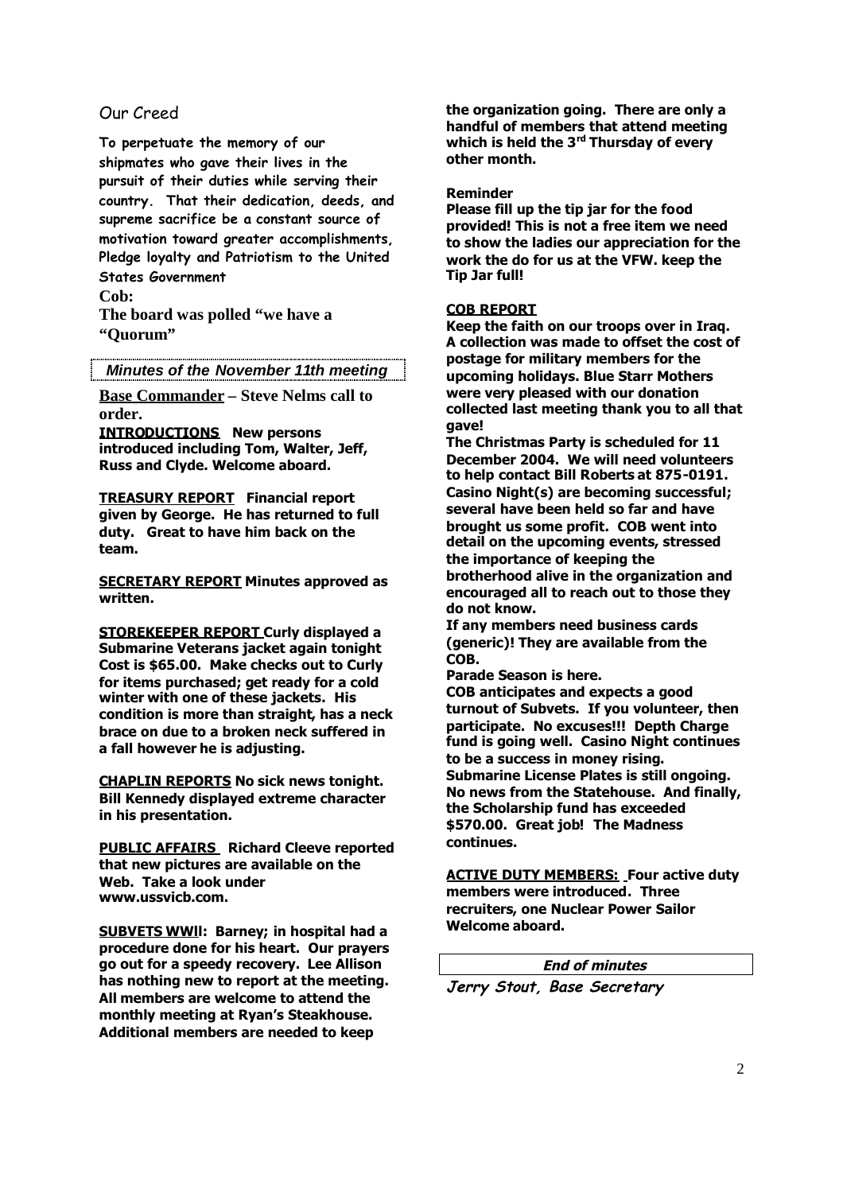## Our Creed

To perpetuate the memory of our shipmates who gave their lives in the pursuit of their duties while serving their country. That their dedication, deeds, and supreme sacrifice be a constant source of motivation toward greater accomplishments, Pledge loyalty and Patriotism to the United States Government

**Cob:**

**The board was polled "we have a "Quorum"**

### *Minutes of the November 11th meeting*

**Base Commander – Steve Nelms call to order.**

**INTRODUCTIONS** **New persons introduced including Tom, Walter, Jeff, Russ and Clyde. Welcome aboard.**

**TREASURY REPORT** **Financial report given by George. He has returned to full duty. Great to have him back on the team.**

**SECRETARY REPORT** **Minutes approved as written.**

**STOREKEEPER REPORT** **Curly displayed a Submarine Veterans jacket again tonight Cost is $65.00. Make checks out to Curly for items purchased; get ready for a cold winter with one of these jackets. His condition is more than straight, has a neck brace on due to a broken neck suffered in a fall however he is adjusting.**

**CHAPLIN REPORTS** **No sick news tonight. Bill Kennedy displayed extreme character in his presentation.**

**PUBLIC AFFAIRS** **Richard Cleeve reported that new pictures are available on the Web. Take a look under www.ussvicb.com.**

**SUBVETS WWII: Barney; in hospital had a procedure done for his heart. Our prayers go out for a speedy recovery. Lee Allison has nothing new to report at the meeting. All members are welcome to attend the monthly meeting at Ryan's Steakhouse. Additional members are needed to keep the organization going. There are only a handful of members that attend meeting which is held the 3rd Thursday of every other month.**

**Reminder**

**Please fill up the tip jar for the food provided! This is not a free item we need to show the ladies our appreciation for the work the do for us at the VFW. keep the Tip Jar full!**

**COB REPORT**

**Keep the faith on our troops over in Iraq. A collection was made to offset the cost of postage for military members for the upcoming holidays. Blue Starr Mothers were very pleased with our donation collected last meeting thank you to all that gave!**

**The Christmas Party is scheduled for 11 December 2004. We will need volunteers to help contact Bill Roberts at 875-0191. Casino Night(s) are becoming successful; several have been held so far and have brought us some profit. COB went into detail on the upcoming events, stressed the importance of keeping the brotherhood alive in the organization and encouraged all to reach out to those they do not know.**

**If any members need business cards (generic)! They are available from the COB.**

**Parade Season is here.**

**COB anticipates and expects a good turnout of Subvets. If you volunteer, then participate. No excuses!!! Depth Charge fund is going well. Casino Night continues to be a success in money rising. Submarine License Plates is still ongoing. No news from the Statehouse. And finally, the Scholarship fund has exceeded $570.00. Great job! The Madness continues.**

**ACTIVE DUTY MEMBERS:** **Four active duty members were introduced. Three recruiters, one Nuclear Power Sailor Welcome aboard.**

***End of minutes***

***Jerry Stout, Base Secretary***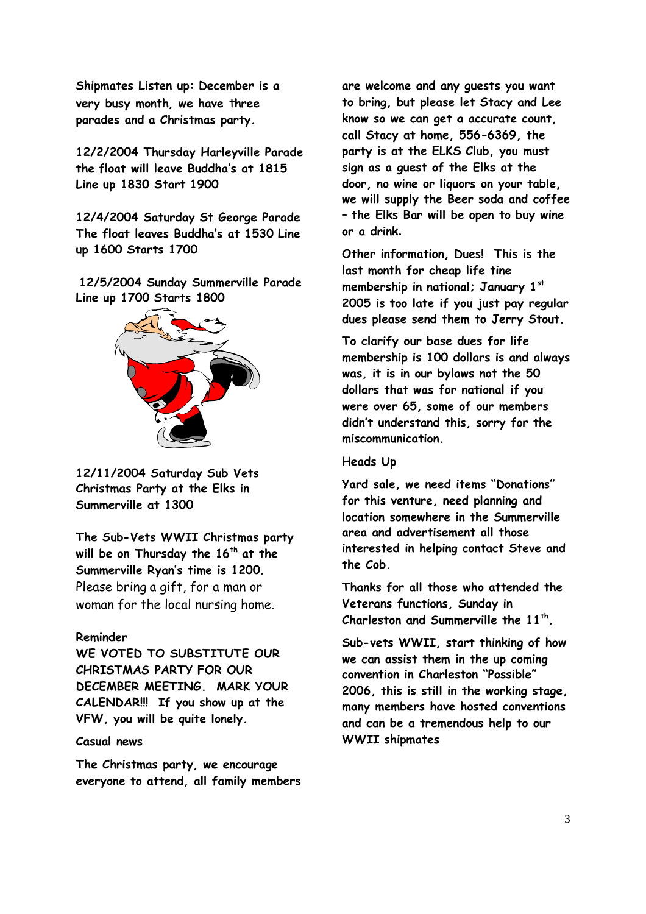**Shipmates Listen up: December is a very busy month, we have three parades and a Christmas party.**

**12/2/2004 Thursday Harleyville Parade the float will leave Buddha's at 1815 Line up 1830 Start 1900**

**12/4/2004 Saturday St George Parade The float leaves Buddha's at 1530 Line up 1600 Starts 1700**

**12/5/2004 Sunday Summerville Parade Line up 1700 Starts 1800**

**12/11/2004 Saturday Sub Vets Christmas Party at the Elks in Summerville at 1300**

**The Sub-Vets WWII Christmas party will be on Thursday the 16th at the Summerville Ryan's time is 1200.** Please bring a gift, for a man or woman for the local nursing home.

**Reminder**

**WE VOTED TO SUBSTITUTE OUR CHRISTMAS PARTY FOR OUR DECEMBER MEETING. MARK YOUR CALENDAR!!! If you show up at the VFW, you will be quite lonely.**

**Casual news**

**The Christmas party, we encourage everyone to attend, all family members are welcome and any guests you want to bring, but please let Stacy and Lee know so we can get a accurate count, call Stacy at home, 556-6369, the party is at the ELKS Club, you must sign as a guest of the Elks at the door, no wine or liquors on your table, we will supply the Beer soda and coffee – the Elks Bar will be open to buy wine or a drink.**

**Other information, Dues! This is the last month for cheap life tine membership in national; January 1st 2005 is too late if you just pay regular dues please send them to Jerry Stout.**

**To clarify our base dues for life membership is 100 dollars is and always was, it is in our bylaws not the 50 dollars that was for national if you were over 65, some of our members didn't understand this, sorry for the miscommunication.**

**Heads Up**

**Yard sale, we need items "Donations" for this venture, need planning and location somewhere in the Summerville area and advertisement all those interested in helping contact Steve and the Cob.**

**Thanks for all those who attended the Veterans functions, Sunday in Charleston and Summerville the 11th.**

**Sub-vets WWII, start thinking of how we can assist them in the up coming convention in Charleston "Possible" 2006, this is still in the working stage, many members have hosted conventions and can be a tremendous help to our WWII shipmates**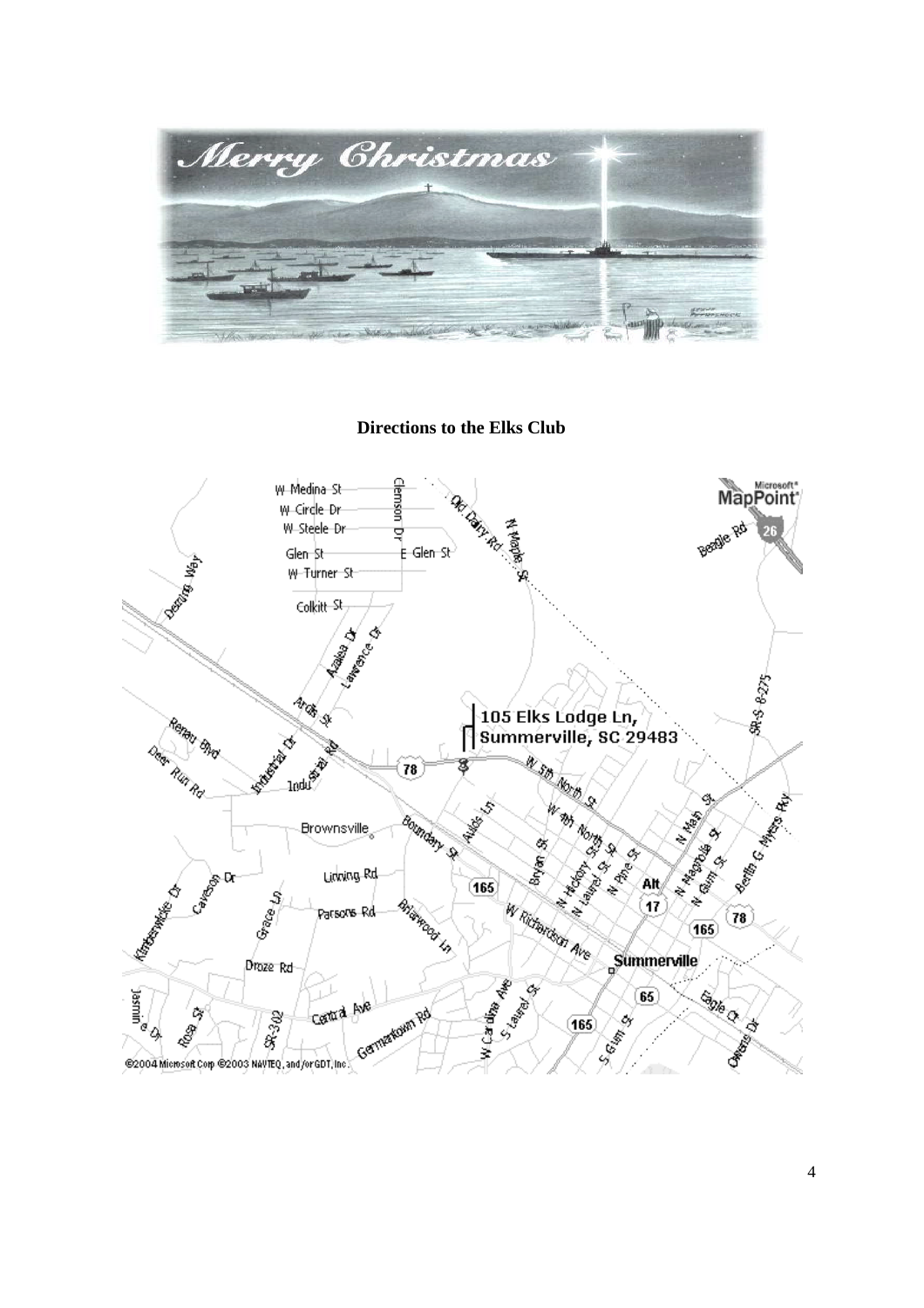Merry Christmas

**Directions to the Elks Club**

105 Elks Lodge Ln, Summerville, SC 29483

W Medina St
W Circle Dr
W Steele Dr
Glen St
E Glen St
W Turner St
Clemson Dr
Old Dairy Rd
N Maple St
Beagle Rd
26
Microsoft® MapPoint®
Deming Way
Colkitt St
Azalea Dr
Lawrence Dr
Ardis St
SR-S 8-275
Renau Blvd
Deer Run Rd
Industrial Dr
Industrial Rd
Indu
78
W 5th North St
W 4th North St
Brownsville
Boundary St
Aulds Ln
N Main St
N Magnolia St
N Gum St
Berlin G Myers Pky
Linning Rd
Bryan St
N Hickory St
N Laurel St
N Pine St
Caveson Dr
Kimbershire Dr
Grace Ln
Parsons Rd
Briarwood Ln
165
Alt
17
78
165
W Richardson Ave
Summerville
Droze Rd
Central Ave
Germantown Rd
W Carolina Ave
S Laurel St
65
165
S Gum St
Eagle Dr
Owens Dr
Jasmine Dr
Rosa St
SR-302
©2004 Microsoft Corp ©2003 NAVTEQ, and/or GDT, Inc.